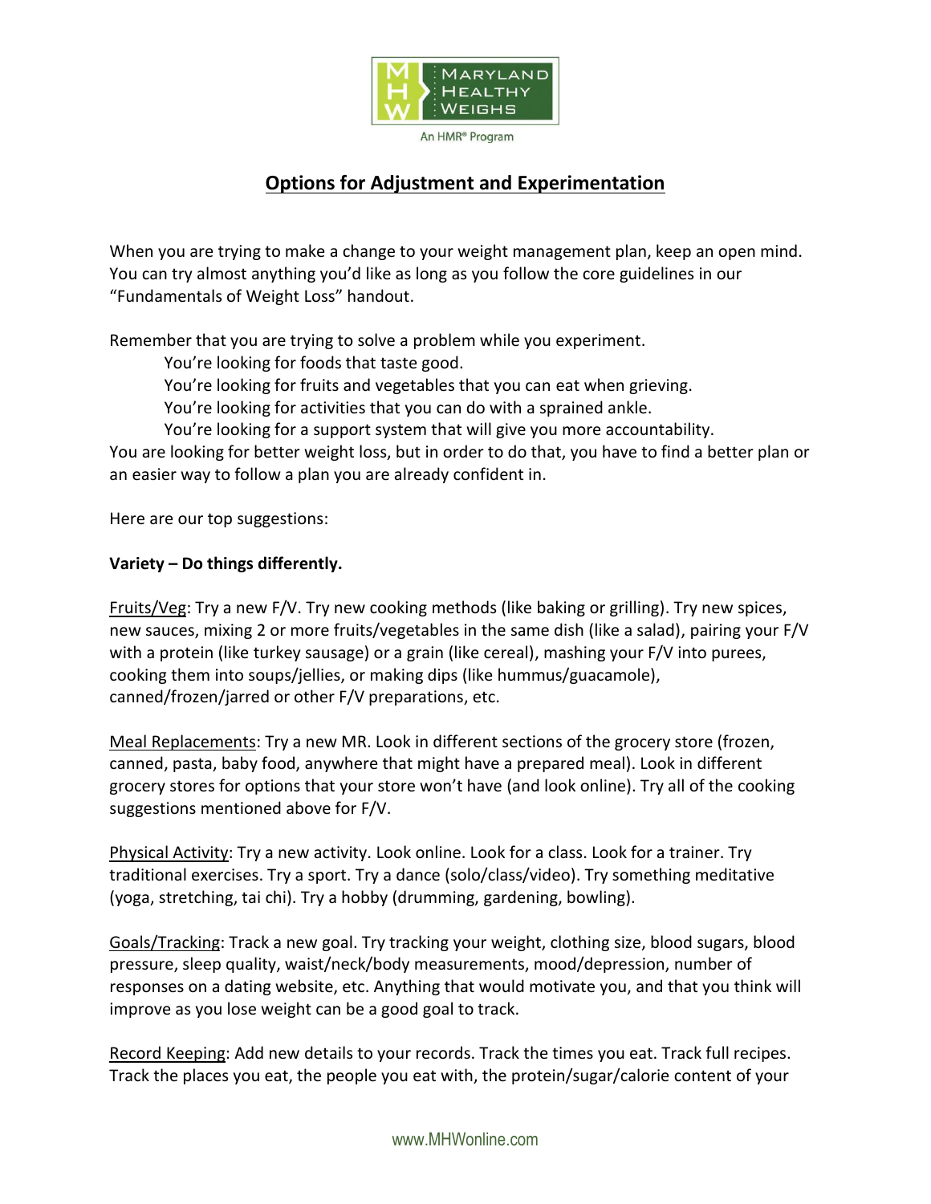# Options for Adjustment and Experimentation

When you are trying to make a change to your weight management plan, keep an open mind. You can try almost anything you'd like as long as you follow the core guidelines in our "Fundamentals of Weight Loss" handout.

Remember that you are trying to solve a problem while you experiment.

> You're looking for foods that taste good.
> You're looking for fruits and vegetables that you can eat when grieving.
> You're looking for activities that you can do with a sprained ankle.
> You're looking for a support system that will give you more accountability.

You are looking for better weight loss, but in order to do that, you have to find a better plan or an easier way to follow a plan you are already confident in.

Here are our top suggestions:

**Variety – Do things differently.**

Fruits/Veg: Try a new F/V. Try new cooking methods (like baking or grilling). Try new spices, new sauces, mixing 2 or more fruits/vegetables in the same dish (like a salad), pairing your F/V with a protein (like turkey sausage) or a grain (like cereal), mashing your F/V into purees, cooking them into soups/jellies, or making dips (like hummus/guacamole), canned/frozen/jarred or other F/V preparations, etc.

Meal Replacements: Try a new MR. Look in different sections of the grocery store (frozen, canned, pasta, baby food, anywhere that might have a prepared meal). Look in different grocery stores for options that your store won't have (and look online). Try all of the cooking suggestions mentioned above for F/V.

Physical Activity: Try a new activity. Look online. Look for a class. Look for a trainer. Try traditional exercises. Try a sport. Try a dance (solo/class/video). Try something meditative (yoga, stretching, tai chi). Try a hobby (drumming, gardening, bowling).

Goals/Tracking: Track a new goal. Try tracking your weight, clothing size, blood sugars, blood pressure, sleep quality, waist/neck/body measurements, mood/depression, number of responses on a dating website, etc. Anything that would motivate you, and that you think will improve as you lose weight can be a good goal to track.

Record Keeping: Add new details to your records. Track the times you eat. Track full recipes. Track the places you eat, the people you eat with, the protein/sugar/calorie content of your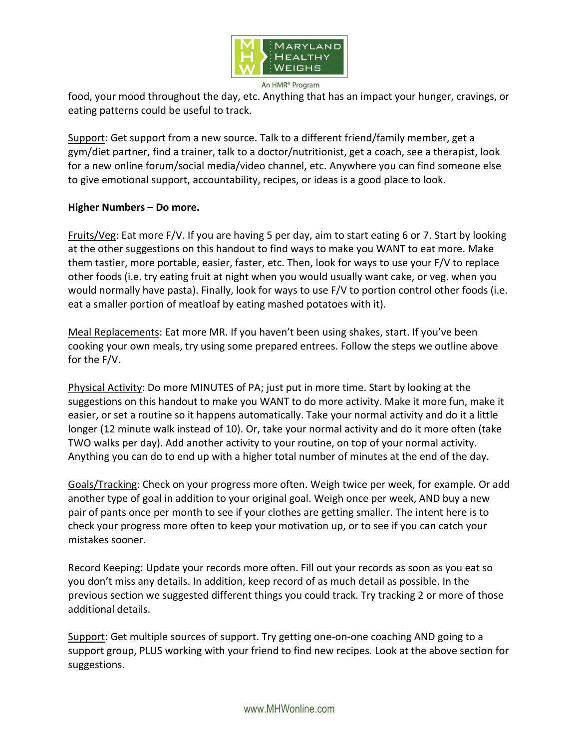food, your mood throughout the day, etc. Anything that has an impact your hunger, cravings, or eating patterns could be useful to track.

Support: Get support from a new source. Talk to a different friend/family member, get a gym/diet partner, find a trainer, talk to a doctor/nutritionist, get a coach, see a therapist, look for a new online forum/social media/video channel, etc. Anywhere you can find someone else to give emotional support, accountability, recipes, or ideas is a good place to look.

**Higher Numbers – Do more.**

Fruits/Veg: Eat more F/V. If you are having 5 per day, aim to start eating 6 or 7. Start by looking at the other suggestions on this handout to find ways to make you WANT to eat more. Make them tastier, more portable, easier, faster, etc. Then, look for ways to use your F/V to replace other foods (i.e. try eating fruit at night when you would usually want cake, or veg. when you would normally have pasta). Finally, look for ways to use F/V to portion control other foods (i.e. eat a smaller portion of meatloaf by eating mashed potatoes with it).

Meal Replacements: Eat more MR. If you haven't been using shakes, start. If you've been cooking your own meals, try using some prepared entrees. Follow the steps we outline above for the F/V.

Physical Activity: Do more MINUTES of PA; just put in more time. Start by looking at the suggestions on this handout to make you WANT to do more activity. Make it more fun, make it easier, or set a routine so it happens automatically. Take your normal activity and do it a little longer (12 minute walk instead of 10). Or, take your normal activity and do it more often (take TWO walks per day). Add another activity to your routine, on top of your normal activity. Anything you can do to end up with a higher total number of minutes at the end of the day.

Goals/Tracking: Check on your progress more often. Weigh twice per week, for example. Or add another type of goal in addition to your original goal. Weigh once per week, AND buy a new pair of pants once per month to see if your clothes are getting smaller. The intent here is to check your progress more often to keep your motivation up, or to see if you can catch your mistakes sooner.

Record Keeping: Update your records more often. Fill out your records as soon as you eat so you don't miss any details. In addition, keep record of as much detail as possible. In the previous section we suggested different things you could track. Try tracking 2 or more of those additional details.

Support: Get multiple sources of support. Try getting one-on-one coaching AND going to a support group, PLUS working with your friend to find new recipes. Look at the above section for suggestions.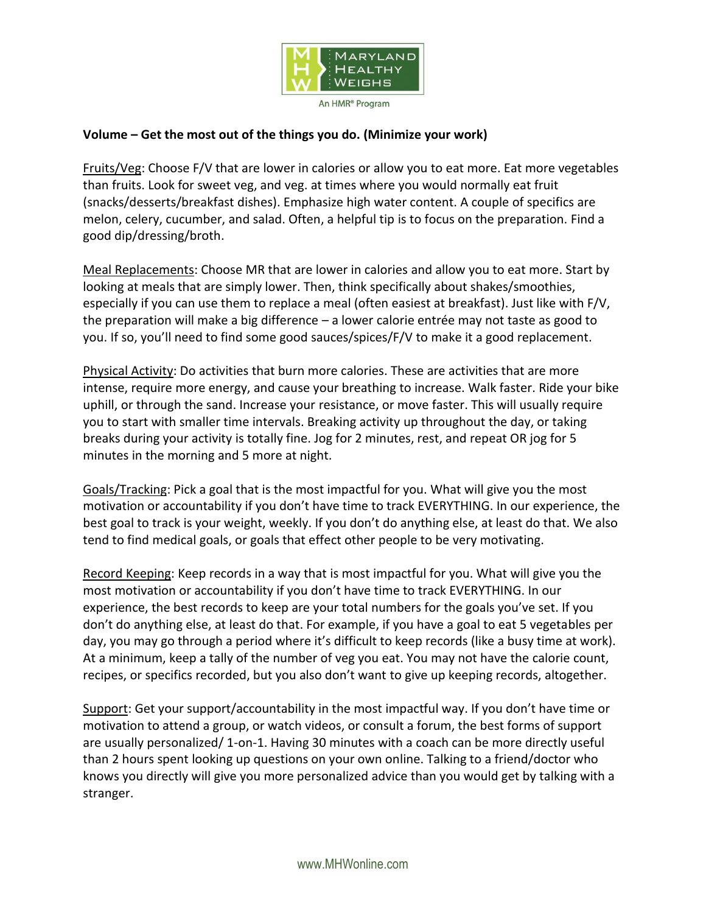**Volume – Get the most out of the things you do. (Minimize your work)**

Fruits/Veg: Choose F/V that are lower in calories or allow you to eat more. Eat more vegetables than fruits. Look for sweet veg, and veg. at times where you would normally eat fruit (snacks/desserts/breakfast dishes). Emphasize high water content. A couple of specifics are melon, celery, cucumber, and salad. Often, a helpful tip is to focus on the preparation. Find a good dip/dressing/broth.

Meal Replacements: Choose MR that are lower in calories and allow you to eat more. Start by looking at meals that are simply lower. Then, think specifically about shakes/smoothies, especially if you can use them to replace a meal (often easiest at breakfast). Just like with F/V, the preparation will make a big difference – a lower calorie entrée may not taste as good to you. If so, you'll need to find some good sauces/spices/F/V to make it a good replacement.

Physical Activity: Do activities that burn more calories. These are activities that are more intense, require more energy, and cause your breathing to increase. Walk faster. Ride your bike uphill, or through the sand. Increase your resistance, or move faster. This will usually require you to start with smaller time intervals. Breaking activity up throughout the day, or taking breaks during your activity is totally fine. Jog for 2 minutes, rest, and repeat OR jog for 5 minutes in the morning and 5 more at night.

Goals/Tracking: Pick a goal that is the most impactful for you. What will give you the most motivation or accountability if you don't have time to track EVERYTHING. In our experience, the best goal to track is your weight, weekly. If you don't do anything else, at least do that. We also tend to find medical goals, or goals that effect other people to be very motivating.

Record Keeping: Keep records in a way that is most impactful for you. What will give you the most motivation or accountability if you don't have time to track EVERYTHING. In our experience, the best records to keep are your total numbers for the goals you've set. If you don't do anything else, at least do that. For example, if you have a goal to eat 5 vegetables per day, you may go through a period where it's difficult to keep records (like a busy time at work). At a minimum, keep a tally of the number of veg you eat. You may not have the calorie count, recipes, or specifics recorded, but you also don't want to give up keeping records, altogether.

Support: Get your support/accountability in the most impactful way. If you don't have time or motivation to attend a group, or watch videos, or consult a forum, the best forms of support are usually personalized/ 1-on-1. Having 30 minutes with a coach can be more directly useful than 2 hours spent looking up questions on your own online. Talking to a friend/doctor who knows you directly will give you more personalized advice than you would get by talking with a stranger.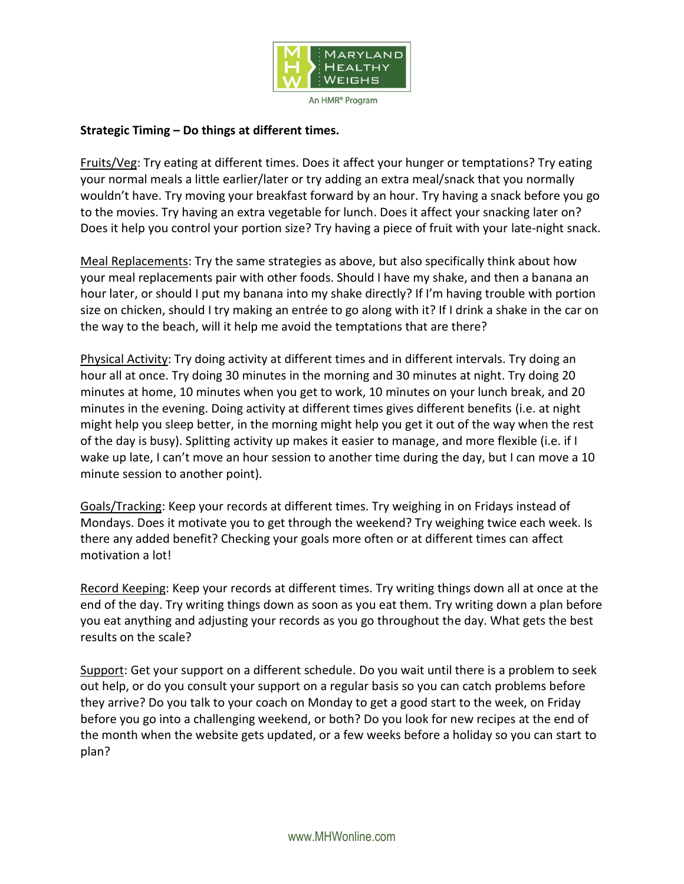**Strategic Timing – Do things at different times.**

Fruits/Veg: Try eating at different times. Does it affect your hunger or temptations? Try eating your normal meals a little earlier/later or try adding an extra meal/snack that you normally wouldn't have. Try moving your breakfast forward by an hour. Try having a snack before you go to the movies. Try having an extra vegetable for lunch. Does it affect your snacking later on? Does it help you control your portion size? Try having a piece of fruit with your late-night snack.

Meal Replacements: Try the same strategies as above, but also specifically think about how your meal replacements pair with other foods. Should I have my shake, and then a banana an hour later, or should I put my banana into my shake directly? If I'm having trouble with portion size on chicken, should I try making an entrée to go along with it? If I drink a shake in the car on the way to the beach, will it help me avoid the temptations that are there?

Physical Activity: Try doing activity at different times and in different intervals. Try doing an hour all at once. Try doing 30 minutes in the morning and 30 minutes at night. Try doing 20 minutes at home, 10 minutes when you get to work, 10 minutes on your lunch break, and 20 minutes in the evening. Doing activity at different times gives different benefits (i.e. at night might help you sleep better, in the morning might help you get it out of the way when the rest of the day is busy). Splitting activity up makes it easier to manage, and more flexible (i.e. if I wake up late, I can't move an hour session to another time during the day, but I can move a 10 minute session to another point).

Goals/Tracking: Keep your records at different times. Try weighing in on Fridays instead of Mondays. Does it motivate you to get through the weekend? Try weighing twice each week. Is there any added benefit? Checking your goals more often or at different times can affect motivation a lot!

Record Keeping: Keep your records at different times. Try writing things down all at once at the end of the day. Try writing things down as soon as you eat them. Try writing down a plan before you eat anything and adjusting your records as you go throughout the day. What gets the best results on the scale?

Support: Get your support on a different schedule. Do you wait until there is a problem to seek out help, or do you consult your support on a regular basis so you can catch problems before they arrive? Do you talk to your coach on Monday to get a good start to the week, on Friday before you go into a challenging weekend, or both? Do you look for new recipes at the end of the month when the website gets updated, or a few weeks before a holiday so you can start to plan?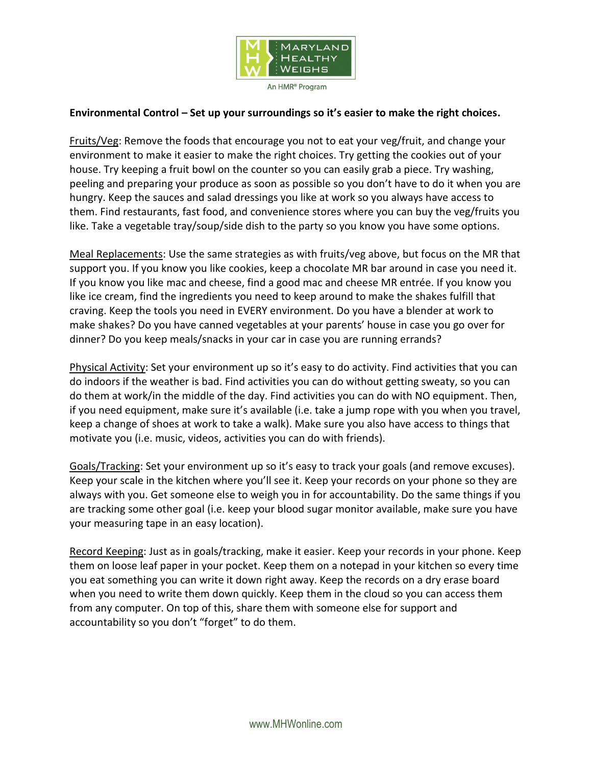**Environmental Control – Set up your surroundings so it's easier to make the right choices.**

Fruits/Veg: Remove the foods that encourage you not to eat your veg/fruit, and change your environment to make it easier to make the right choices. Try getting the cookies out of your house. Try keeping a fruit bowl on the counter so you can easily grab a piece. Try washing, peeling and preparing your produce as soon as possible so you don't have to do it when you are hungry. Keep the sauces and salad dressings you like at work so you always have access to them. Find restaurants, fast food, and convenience stores where you can buy the veg/fruits you like. Take a vegetable tray/soup/side dish to the party so you know you have some options.

Meal Replacements: Use the same strategies as with fruits/veg above, but focus on the MR that support you. If you know you like cookies, keep a chocolate MR bar around in case you need it. If you know you like mac and cheese, find a good mac and cheese MR entrée. If you know you like ice cream, find the ingredients you need to keep around to make the shakes fulfill that craving. Keep the tools you need in EVERY environment. Do you have a blender at work to make shakes? Do you have canned vegetables at your parents' house in case you go over for dinner? Do you keep meals/snacks in your car in case you are running errands?

Physical Activity: Set your environment up so it's easy to do activity. Find activities that you can do indoors if the weather is bad. Find activities you can do without getting sweaty, so you can do them at work/in the middle of the day. Find activities you can do with NO equipment. Then, if you need equipment, make sure it's available (i.e. take a jump rope with you when you travel, keep a change of shoes at work to take a walk). Make sure you also have access to things that motivate you (i.e. music, videos, activities you can do with friends).

Goals/Tracking: Set your environment up so it's easy to track your goals (and remove excuses). Keep your scale in the kitchen where you'll see it. Keep your records on your phone so they are always with you. Get someone else to weigh you in for accountability. Do the same things if you are tracking some other goal (i.e. keep your blood sugar monitor available, make sure you have your measuring tape in an easy location).

Record Keeping: Just as in goals/tracking, make it easier. Keep your records in your phone. Keep them on loose leaf paper in your pocket. Keep them on a notepad in your kitchen so every time you eat something you can write it down right away. Keep the records on a dry erase board when you need to write them down quickly. Keep them in the cloud so you can access them from any computer. On top of this, share them with someone else for support and accountability so you don't "forget" to do them.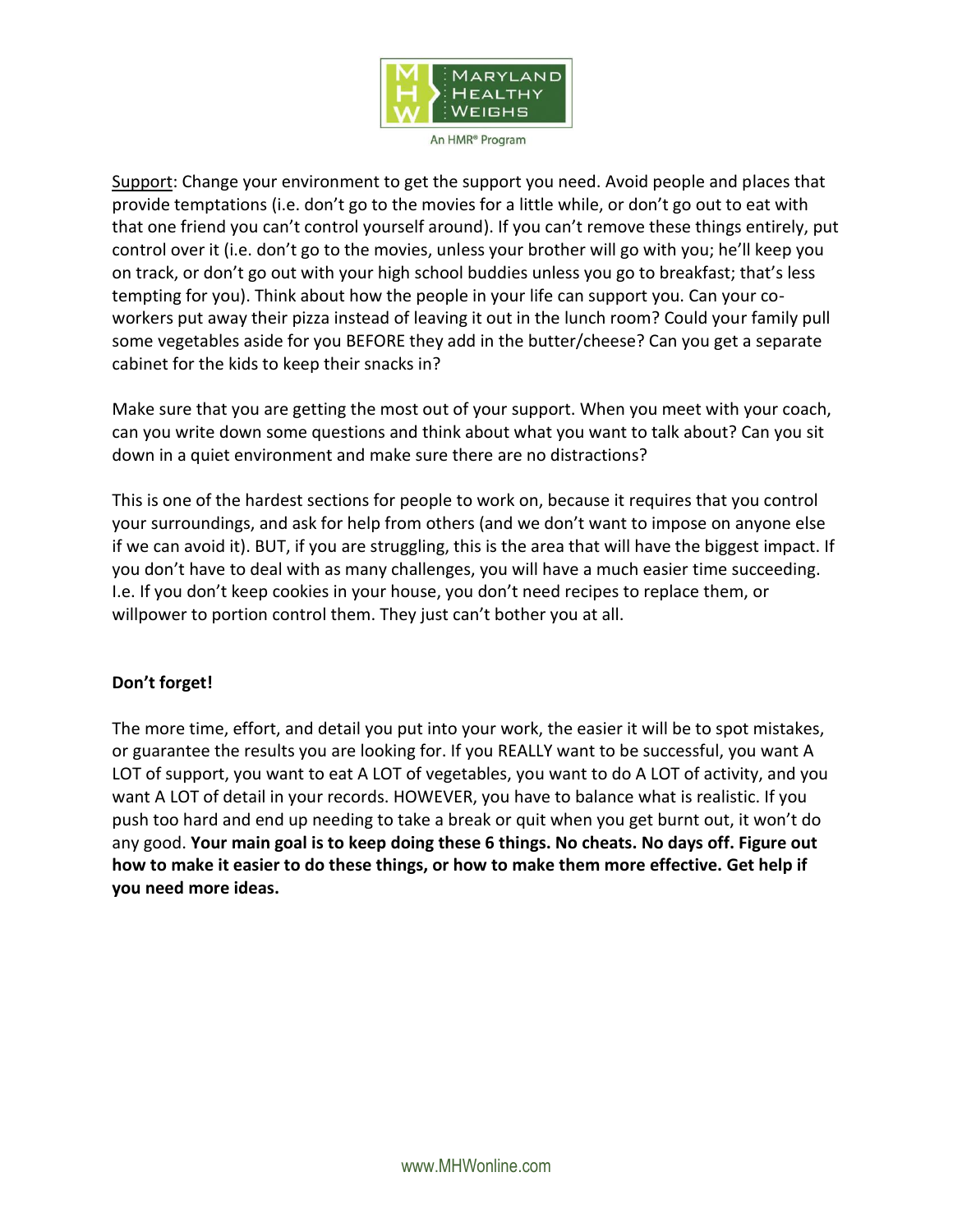Support: Change your environment to get the support you need. Avoid people and places that provide temptations (i.e. don't go to the movies for a little while, or don't go out to eat with that one friend you can't control yourself around). If you can't remove these things entirely, put control over it (i.e. don't go to the movies, unless your brother will go with you; he'll keep you on track, or don't go out with your high school buddies unless you go to breakfast; that's less tempting for you). Think about how the people in your life can support you. Can your co-workers put away their pizza instead of leaving it out in the lunch room? Could your family pull some vegetables aside for you BEFORE they add in the butter/cheese? Can you get a separate cabinet for the kids to keep their snacks in?

Make sure that you are getting the most out of your support. When you meet with your coach, can you write down some questions and think about what you want to talk about? Can you sit down in a quiet environment and make sure there are no distractions?

This is one of the hardest sections for people to work on, because it requires that you control your surroundings, and ask for help from others (and we don't want to impose on anyone else if we can avoid it). BUT, if you are struggling, this is the area that will have the biggest impact. If you don't have to deal with as many challenges, you will have a much easier time succeeding. I.e. If you don't keep cookies in your house, you don't need recipes to replace them, or willpower to portion control them. They just can't bother you at all.

**Don't forget!**

The more time, effort, and detail you put into your work, the easier it will be to spot mistakes, or guarantee the results you are looking for. If you REALLY want to be successful, you want A LOT of support, you want to eat A LOT of vegetables, you want to do A LOT of activity, and you want A LOT of detail in your records. HOWEVER, you have to balance what is realistic. If you push too hard and end up needing to take a break or quit when you get burnt out, it won't do any good. **Your main goal is to keep doing these 6 things. No cheats. No days off. Figure out how to make it easier to do these things, or how to make them more effective. Get help if you need more ideas.**